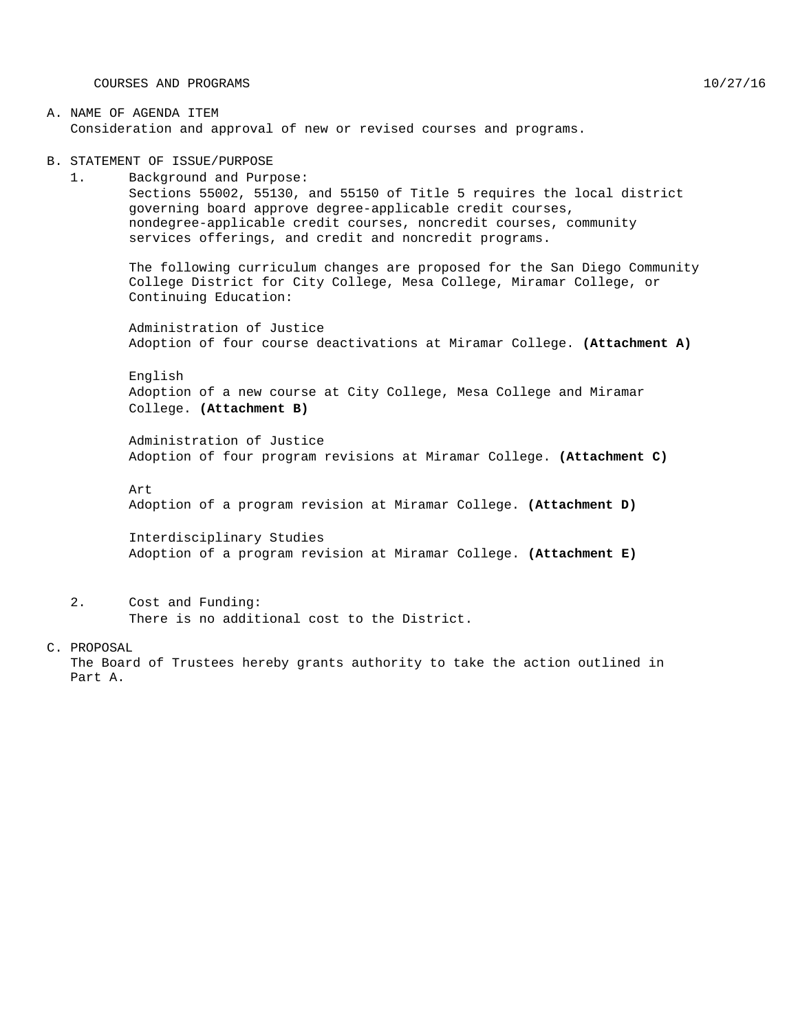COURSES AND PROGRAMS 10/27/16

A. NAME OF AGENDA ITEM
Consideration and approval of new or revised courses and programs.

B. STATEMENT OF ISSUE/PURPOSE

1. Background and Purpose:
Sections 55002, 55130, and 55150 of Title 5 requires the local district governing board approve degree-applicable credit courses, nondegree-applicable credit courses, noncredit courses, community services offerings, and credit and noncredit programs.

The following curriculum changes are proposed for the San Diego Community College District for City College, Mesa College, Miramar College, or Continuing Education:

Administration of Justice
Adoption of four course deactivations at Miramar College. **(Attachment A)**

English
Adoption of a new course at City College, Mesa College and Miramar College. **(Attachment B)**

Administration of Justice
Adoption of four program revisions at Miramar College. **(Attachment C)**

Art
Adoption of a program revision at Miramar College. **(Attachment D)**

Interdisciplinary Studies
Adoption of a program revision at Miramar College. **(Attachment E)**

2. Cost and Funding:
There is no additional cost to the District.

C. PROPOSAL
The Board of Trustees hereby grants authority to take the action outlined in Part A.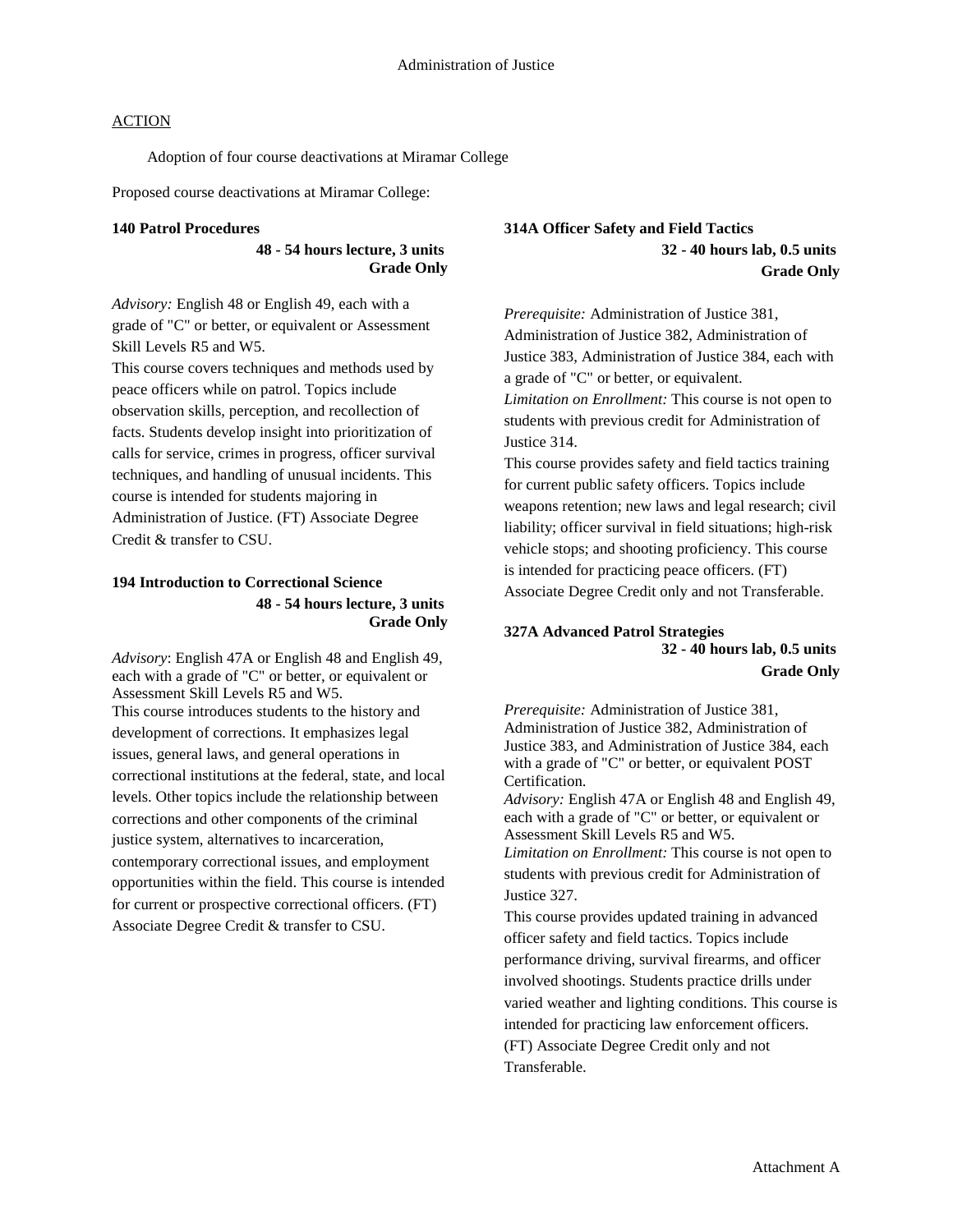Administration of Justice

ACTION

Adoption of four course deactivations at Miramar College

Proposed course deactivations at Miramar College:

**140 Patrol Procedures**
**48 - 54 hours lecture, 3 units**
**Grade Only**

*Advisory:* English 48 or English 49, each with a grade of "C" or better, or equivalent or Assessment Skill Levels R5 and W5.
This course covers techniques and methods used by peace officers while on patrol. Topics include observation skills, perception, and recollection of facts. Students develop insight into prioritization of calls for service, crimes in progress, officer survival techniques, and handling of unusual incidents. This course is intended for students majoring in Administration of Justice. (FT) Associate Degree Credit & transfer to CSU.

**194 Introduction to Correctional Science**
**48 - 54 hours lecture, 3 units**
**Grade Only**

*Advisory*: English 47A or English 48 and English 49, each with a grade of "C" or better, or equivalent or Assessment Skill Levels R5 and W5.
This course introduces students to the history and development of corrections. It emphasizes legal issues, general laws, and general operations in correctional institutions at the federal, state, and local levels. Other topics include the relationship between corrections and other components of the criminal justice system, alternatives to incarceration, contemporary correctional issues, and employment opportunities within the field. This course is intended for current or prospective correctional officers. (FT) Associate Degree Credit & transfer to CSU.

**314A Officer Safety and Field Tactics**
**32 - 40 hours lab, 0.5 units**
**Grade Only**

*Prerequisite:* Administration of Justice 381, Administration of Justice 382, Administration of Justice 383, Administration of Justice 384, each with a grade of "C" or better, or equivalent.
*Limitation on Enrollment:* This course is not open to students with previous credit for Administration of Justice 314.
This course provides safety and field tactics training for current public safety officers. Topics include weapons retention; new laws and legal research; civil liability; officer survival in field situations; high-risk vehicle stops; and shooting proficiency. This course is intended for practicing peace officers. (FT) Associate Degree Credit only and not Transferable.

**327A Advanced Patrol Strategies**
**32 - 40 hours lab, 0.5 units**
**Grade Only**

*Prerequisite:* Administration of Justice 381, Administration of Justice 382, Administration of Justice 383, and Administration of Justice 384, each with a grade of "C" or better, or equivalent POST Certification.
*Advisory:* English 47A or English 48 and English 49, each with a grade of "C" or better, or equivalent or Assessment Skill Levels R5 and W5.
*Limitation on Enrollment:* This course is not open to students with previous credit for Administration of Justice 327.
This course provides updated training in advanced officer safety and field tactics. Topics include performance driving, survival firearms, and officer involved shootings. Students practice drills under varied weather and lighting conditions. This course is intended for practicing law enforcement officers. (FT) Associate Degree Credit only and not Transferable.

Attachment A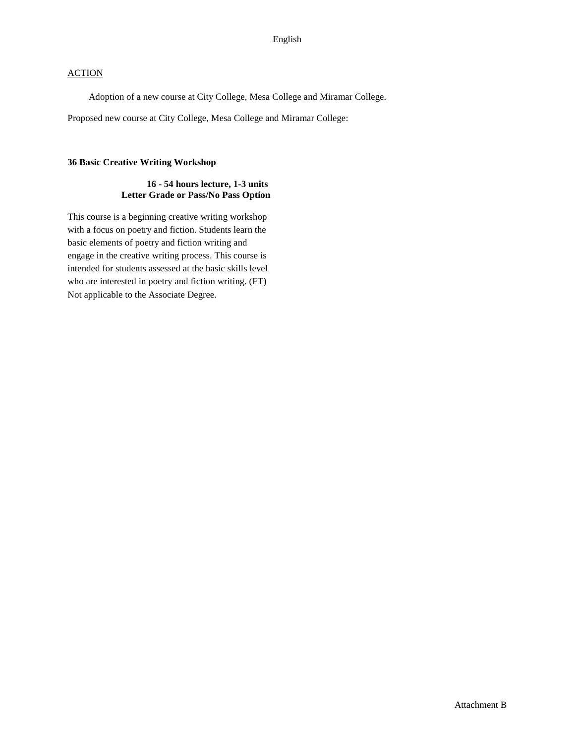English

ACTION

Adoption of a new course at City College, Mesa College and Miramar College.

Proposed new course at City College, Mesa College and Miramar College:

**36 Basic Creative Writing Workshop**

**16 - 54 hours lecture, 1-3 units**
**Letter Grade or Pass/No Pass Option**

This course is a beginning creative writing workshop with a focus on poetry and fiction. Students learn the basic elements of poetry and fiction writing and engage in the creative writing process. This course is intended for students assessed at the basic skills level who are interested in poetry and fiction writing. (FT) Not applicable to the Associate Degree.

Attachment B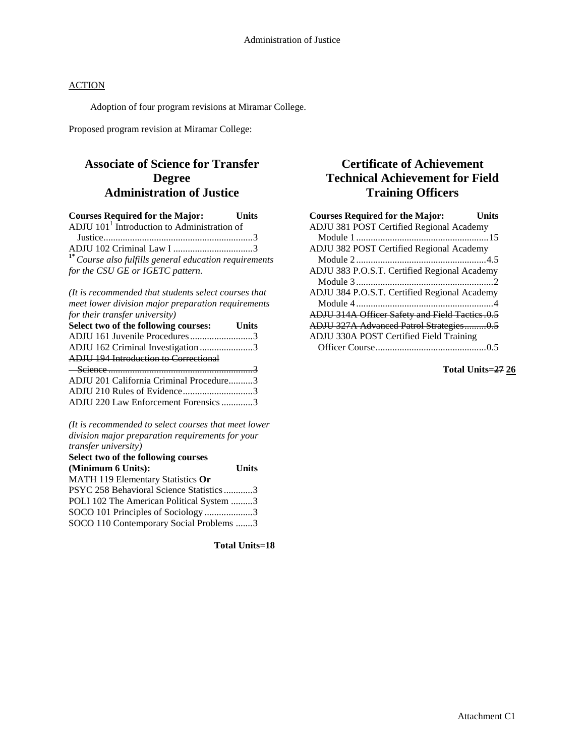ACTION

Adoption of four program revisions at Miramar College.

Proposed program revision at Miramar College:

## Associate of Science for Transfer Degree Administration of Justice

| Courses Required for the Major: | Units |
|---|---|
| ADJU 101[1] Introduction to Administration of Justice | 3 |
| ADJU 102 Criminal Law I | 3 |

[1*] *Course also fulfills general education requirements for the CSU GE or IGETC pattern.*

*(It is recommended that students select courses that meet lower division major preparation requirements for their transfer university)*

| Select two of the following courses: | Units |
|---|---|
| ADJU 161 Juvenile Procedures | 3 |
| ADJU 162 Criminal Investigation | 3 |
| ~~ADJU 194 Introduction to Correctional Science~~ | ~~3~~ |
| ADJU 201 California Criminal Procedure | 3 |
| ADJU 210 Rules of Evidence | 3 |
| ADJU 220 Law Enforcement Forensics | 3 |

*(It is recommended to select courses that meet lower division major preparation requirements for your transfer university)*

| Select two of the following courses (Minimum 6 Units): | Units |
|---|---|
| MATH 119 Elementary Statistics **Or** PSYC 258 Behavioral Science Statistics | 3 |
| POLI 102 The American Political System | 3 |
| SOCO 101 Principles of Sociology | 3 |
| SOCO 110 Contemporary Social Problems | 3 |

**Total Units=18**

## Certificate of Achievement Technical Achievement for Field Training Officers

| Courses Required for the Major: | Units |
|---|---|
| ADJU 381 POST Certified Regional Academy Module 1 | 15 |
| ADJU 382 POST Certified Regional Academy Module 2 | 4.5 |
| ADJU 383 P.O.S.T. Certified Regional Academy Module 3 | 2 |
| ADJU 384 P.O.S.T. Certified Regional Academy Module 4 | 4 |
| ~~ADJU 314A Officer Safety and Field Tactics~~ | ~~0.5~~ |
| ~~ADJU 327A Advanced Patrol Strategies~~ | ~~0.5~~ |
| ADJU 330A POST Certified Field Training Officer Course | 0.5 |

**Total Units=~~27~~ <u>26</u>**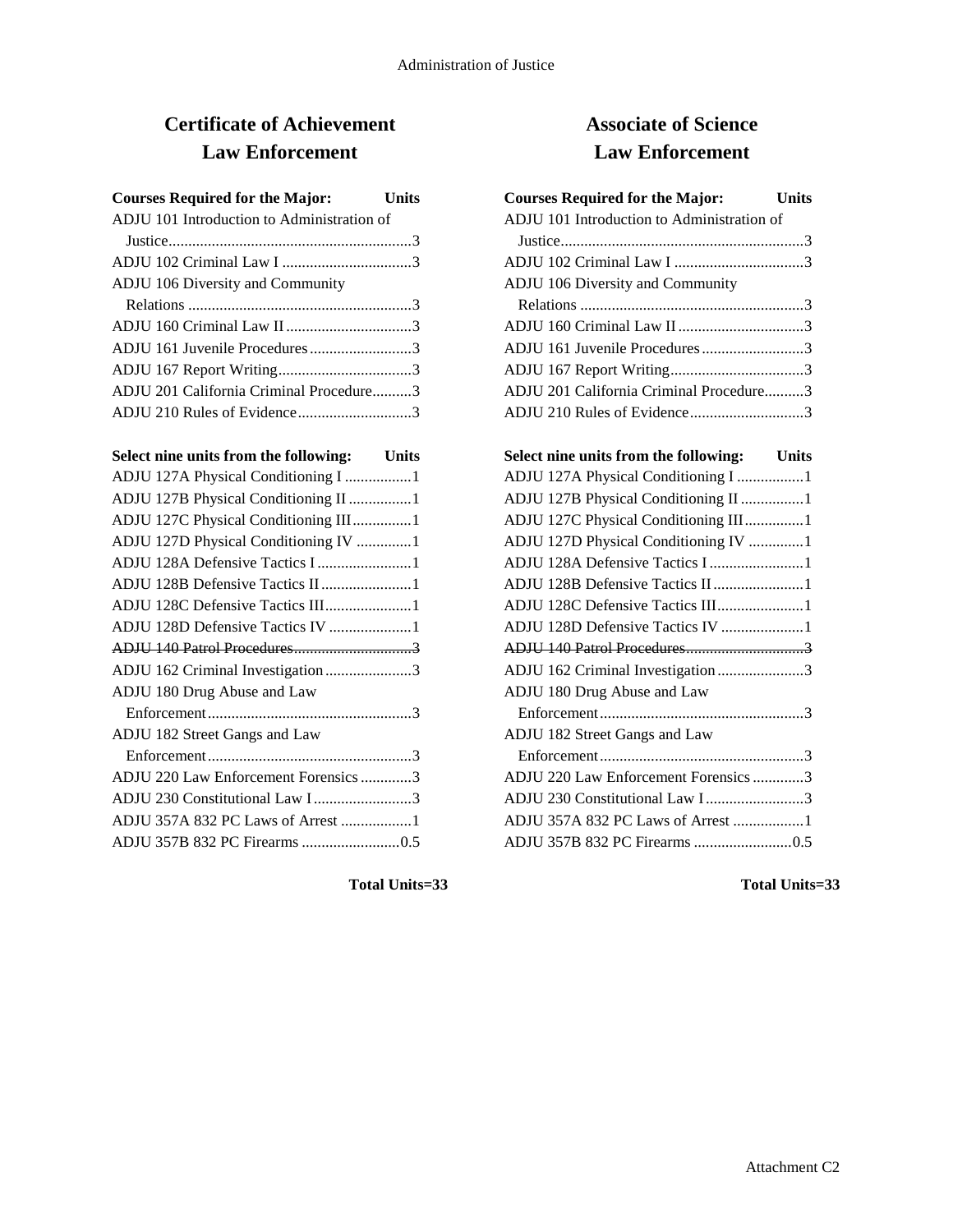# Certificate of Achievement Law Enforcement

| Courses Required for the Major: | Units |
|---|---|
| ADJU 101 Introduction to Administration of Justice | 3 |
| ADJU 102 Criminal Law I | 3 |
| ADJU 106 Diversity and Community Relations | 3 |
| ADJU 160 Criminal Law II | 3 |
| ADJU 161 Juvenile Procedures | 3 |
| ADJU 167 Report Writing | 3 |
| ADJU 201 California Criminal Procedure | 3 |
| ADJU 210 Rules of Evidence | 3 |

| Select nine units from the following: | Units |
|---|---|
| ADJU 127A Physical Conditioning I | 1 |
| ADJU 127B Physical Conditioning II | 1 |
| ADJU 127C Physical Conditioning III | 1 |
| ADJU 127D Physical Conditioning IV | 1 |
| ADJU 128A Defensive Tactics I | 1 |
| ADJU 128B Defensive Tactics II | 1 |
| ADJU 128C Defensive Tactics III | 1 |
| ADJU 128D Defensive Tactics IV | 1 |
| ~~ADJU 140 Patrol Procedures~~ | ~~3~~ |
| ADJU 162 Criminal Investigation | 3 |
| ADJU 180 Drug Abuse and Law Enforcement | 3 |
| ADJU 182 Street Gangs and Law Enforcement | 3 |
| ADJU 220 Law Enforcement Forensics | 3 |
| ADJU 230 Constitutional Law I | 3 |
| ADJU 357A 832 PC Laws of Arrest | 1 |
| ADJU 357B 832 PC Firearms | 0.5 |

**Total Units=33**

# Associate of Science Law Enforcement

| Courses Required for the Major: | Units |
|---|---|
| ADJU 101 Introduction to Administration of Justice | 3 |
| ADJU 102 Criminal Law I | 3 |
| ADJU 106 Diversity and Community Relations | 3 |
| ADJU 160 Criminal Law II | 3 |
| ADJU 161 Juvenile Procedures | 3 |
| ADJU 167 Report Writing | 3 |
| ADJU 201 California Criminal Procedure | 3 |
| ADJU 210 Rules of Evidence | 3 |

| Select nine units from the following: | Units |
|---|---|
| ADJU 127A Physical Conditioning I | 1 |
| ADJU 127B Physical Conditioning II | 1 |
| ADJU 127C Physical Conditioning III | 1 |
| ADJU 127D Physical Conditioning IV | 1 |
| ADJU 128A Defensive Tactics I | 1 |
| ADJU 128B Defensive Tactics II | 1 |
| ADJU 128C Defensive Tactics III | 1 |
| ADJU 128D Defensive Tactics IV | 1 |
| ~~ADJU 140 Patrol Procedures~~ | ~~3~~ |
| ADJU 162 Criminal Investigation | 3 |
| ADJU 180 Drug Abuse and Law Enforcement | 3 |
| ADJU 182 Street Gangs and Law Enforcement | 3 |
| ADJU 220 Law Enforcement Forensics | 3 |
| ADJU 230 Constitutional Law I | 3 |
| ADJU 357A 832 PC Laws of Arrest | 1 |
| ADJU 357B 832 PC Firearms | 0.5 |

**Total Units=33**

Attachment C2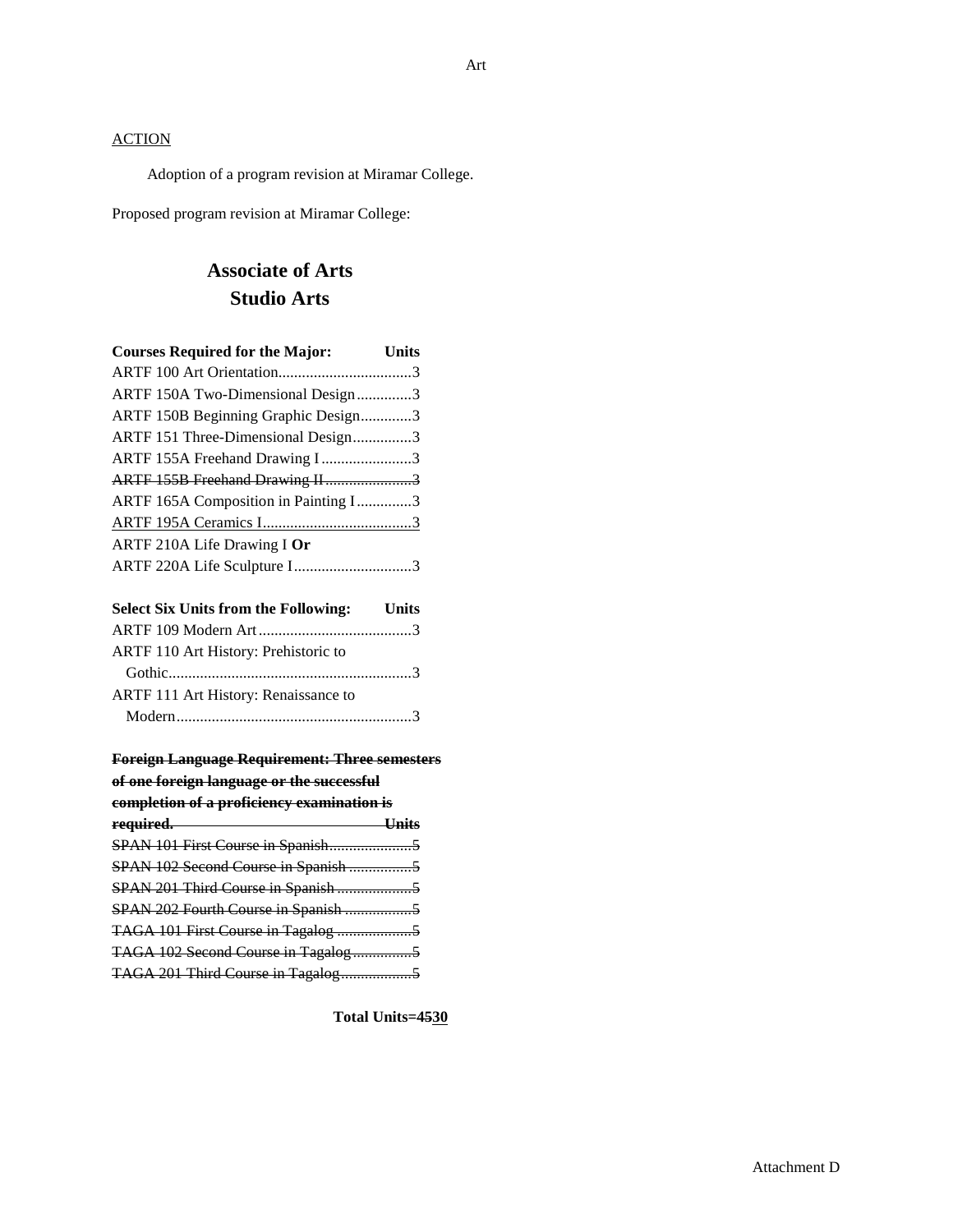<u>ACTION</u>

Adoption of a program revision at Miramar College.

Proposed program revision at Miramar College:

# Associate of Arts
# Studio Arts

| Courses Required for the Major: | Units |
|---|---|
| ARTF 100 Art Orientation | 3 |
| ARTF 150A Two-Dimensional Design | 3 |
| ARTF 150B Beginning Graphic Design | 3 |
| ARTF 151 Three-Dimensional Design | 3 |
| ARTF 155A Freehand Drawing I | 3 |
| ~~ARTF 155B Freehand Drawing II~~ | ~~3~~ |
| ARTF 165A Composition in Painting I | 3 |
| <u>ARTF 195A Ceramics I</u> | <u>3</u> |
| ARTF 210A Life Drawing I **Or** | |
| ARTF 220A Life Sculpture I | 3 |

| Select Six Units from the Following: | Units |
|---|---|
| ARTF 109 Modern Art | 3 |
| ARTF 110 Art History: Prehistoric to Gothic | 3 |
| ARTF 111 Art History: Renaissance to Modern | 3 |

| ~~**Foreign Language Requirement: Three semesters of one foreign language or the successful completion of a proficiency examination is required.**~~ | ~~**Units**~~ |
|---|---|
| ~~SPAN 101 First Course in Spanish~~ | ~~5~~ |
| ~~SPAN 102 Second Course in Spanish~~ | ~~5~~ |
| ~~SPAN 201 Third Course in Spanish~~ | ~~5~~ |
| ~~SPAN 202 Fourth Course in Spanish~~ | ~~5~~ |
| ~~TAGA 101 First Course in Tagalog~~ | ~~5~~ |
| ~~TAGA 102 Second Course in Tagalog~~ | ~~5~~ |
| ~~TAGA 201 Third Course in Tagalog~~ | ~~5~~ |

**Total Units=~~45~~<u>30</u>**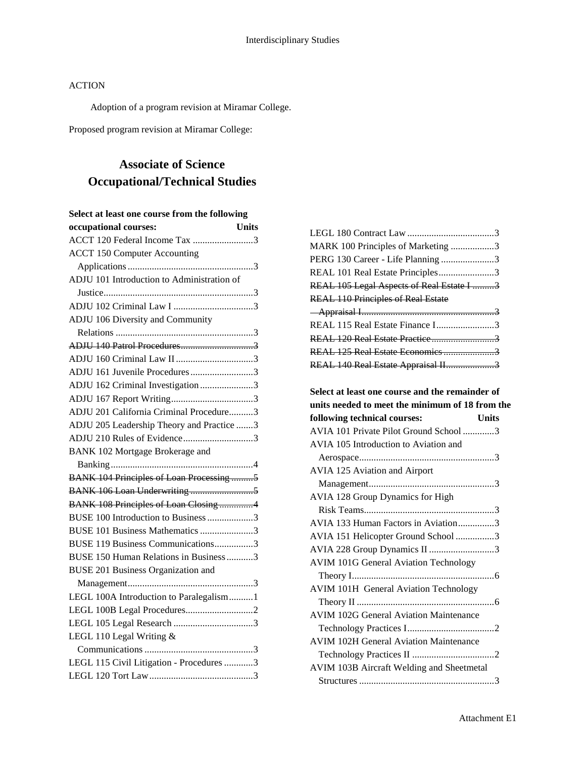ACTION

Adoption of a program revision at Miramar College.

Proposed program revision at Miramar College:

# Associate of Science
# Occupational/Technical Studies

**Select at least one course from the following occupational courses: Units**

ACCT 120 Federal Income Tax ..........................3
ACCT 150 Computer Accounting Applications ..........................3
ADJU 101 Introduction to Administration of Justice ..........................3
ADJU 102 Criminal Law I ..........................3
ADJU 106 Diversity and Community Relations ..........................3
~~ADJU 140 Patrol Procedures..........................3~~
ADJU 160 Criminal Law II ..........................3
ADJU 161 Juvenile Procedures ..........................3
ADJU 162 Criminal Investigation ..........................3
ADJU 167 Report Writing ..........................3
ADJU 201 California Criminal Procedure..........3
ADJU 205 Leadership Theory and Practice .......3
ADJU 210 Rules of Evidence..........................3
BANK 102 Mortgage Brokerage and Banking ..........................4
~~BANK 104 Principles of Loan Processing .........5~~
~~BANK 106 Loan Underwriting ..........................5~~
~~BANK 108 Principles of Loan Closing .............4~~
BUSE 100 Introduction to Business ..........................3
BUSE 101 Business Mathematics ..........................3
BUSE 119 Business Communications................3
BUSE 150 Human Relations in Business ...........3
BUSE 201 Business Organization and Management ..........................3
LEGL 100A Introduction to Paralegalism..........1
LEGL 100B Legal Procedures..........................2
LEGL 105 Legal Research ..........................3
LEGL 110 Legal Writing & Communications ..........................3
LEGL 115 Civil Litigation - Procedures ............3
LEGL 120 Tort Law..........................3
LEGL 180 Contract Law ..........................3
MARK 100 Principles of Marketing ..................3
PERG 130 Career - Life Planning ......................3
REAL 101 Real Estate Principles.......................3
~~REAL 105 Legal Aspects of Real Estate I .........3~~
~~REAL 110 Principles of Real Estate Appraisal I..........................3~~
REAL 115 Real Estate Finance I........................3
~~REAL 120 Real Estate Practice..........................3~~
~~REAL 125 Real Estate Economics .....................3~~
~~REAL 140 Real Estate Appraisal II....................3~~

**Select at least one course and the remainder of units needed to meet the minimum of 18 from the following technical courses: Units**

AVIA 101 Private Pilot Ground School .............3
AVIA 105 Introduction to Aviation and Aerospace..........................3
AVIA 125 Aviation and Airport Management..........................3
AVIA 128 Group Dynamics for High Risk Teams..........................3
AVIA 133 Human Factors in Aviation...............3
AVIA 151 Helicopter Ground School ................3
AVIA 228 Group Dynamics II ...........................3
AVIM 101G General Aviation Technology Theory I..........................6
AVIM 101H General Aviation Technology Theory II ..........................6
AVIM 102G General Aviation Maintenance Technology Practices I..........................2
AVIM 102H General Aviation Maintenance Technology Practices II ..........................2
AVIM 103B Aircraft Welding and Sheetmetal Structures ..........................3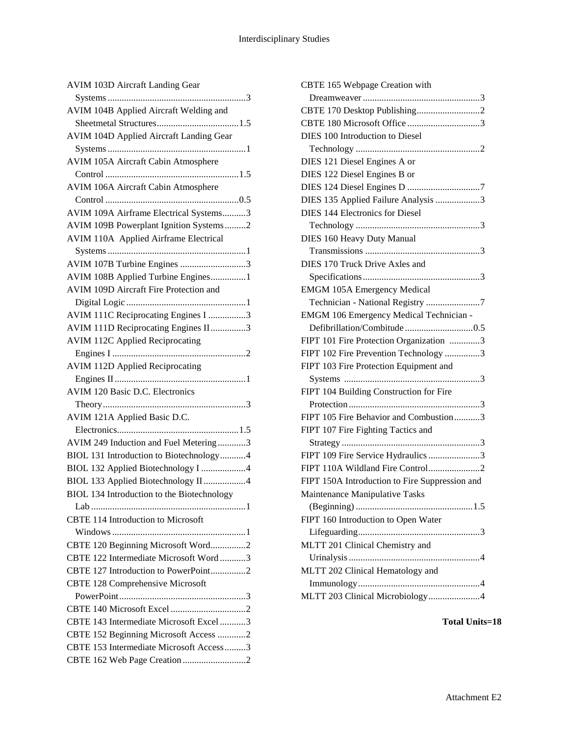AVIM 103D Aircraft Landing Gear Systems ..........3
AVIM 104B Applied Aircraft Welding and Sheetmetal Structures..........1.5
AVIM 104D Applied Aircraft Landing Gear Systems ..........1
AVIM 105A Aircraft Cabin Atmosphere Control ..........1.5
AVIM 106A Aircraft Cabin Atmosphere Control ..........0.5
AVIM 109A Airframe Electrical Systems..........3
AVIM 109B Powerplant Ignition Systems..........2
AVIM 110A Applied Airframe Electrical Systems ..........1
AVIM 107B Turbine Engines ..........3
AVIM 108B Applied Turbine Engines..........1
AVIM 109D Aircraft Fire Protection and Digital Logic ..........1
AVIM 111C Reciprocating Engines I ..........3
AVIM 111D Reciprocating Engines II..........3
AVIM 112C Applied Reciprocating Engines I ..........2
AVIM 112D Applied Reciprocating Engines II..........1
AVIM 120 Basic D.C. Electronics Theory..........3
AVIM 121A Applied Basic D.C. Electronics..........1.5
AVIM 249 Induction and Fuel Metering..........3
BIOL 131 Introduction to Biotechnology..........4
BIOL 132 Applied Biotechnology I ..........4
BIOL 133 Applied Biotechnology II..........4
BIOL 134 Introduction to the Biotechnology Lab ..........1
CBTE 114 Introduction to Microsoft Windows ..........1
CBTE 120 Beginning Microsoft Word..........2
CBTE 122 Intermediate Microsoft Word..........3
CBTE 127 Introduction to PowerPoint..........2
CBTE 128 Comprehensive Microsoft PowerPoint..........3
CBTE 140 Microsoft Excel ..........2
CBTE 143 Intermediate Microsoft Excel..........3
CBTE 152 Beginning Microsoft Access ..........2
CBTE 153 Intermediate Microsoft Access..........3
CBTE 162 Web Page Creation..........2
CBTE 165 Webpage Creation with Dreamweaver ..........3
CBTE 170 Desktop Publishing..........2
CBTE 180 Microsoft Office ..........3
DIES 100 Introduction to Diesel Technology ..........2
DIES 121 Diesel Engines A or
DIES 122 Diesel Engines B or
DIES 124 Diesel Engines D ..........7
DIES 135 Applied Failure Analysis ..........3
DIES 144 Electronics for Diesel Technology ..........3
DIES 160 Heavy Duty Manual Transmissions ..........3
DIES 170 Truck Drive Axles and Specifications..........3
EMGM 105A Emergency Medical Technician - National Registry ..........7
EMGM 106 Emergency Medical Technician - Defibrillation/Combitude..........0.5
FIPT 101 Fire Protection Organization ..........3
FIPT 102 Fire Prevention Technology ..........3
FIPT 103 Fire Protection Equipment and Systems ..........3
FIPT 104 Building Construction for Fire Protection..........3
FIPT 105 Fire Behavior and Combustion..........3
FIPT 107 Fire Fighting Tactics and Strategy ..........3
FIPT 109 Fire Service Hydraulics..........3
FIPT 110A Wildland Fire Control..........2
FIPT 150A Introduction to Fire Suppression and Maintenance Manipulative Tasks (Beginning) ..........1.5
FIPT 160 Introduction to Open Water Lifeguarding..........3
MLTT 201 Clinical Chemistry and Urinalysis..........4
MLTT 202 Clinical Hematology and Immunology..........4
MLTT 203 Clinical Microbiology..........4

**Total Units=18**

Attachment E2